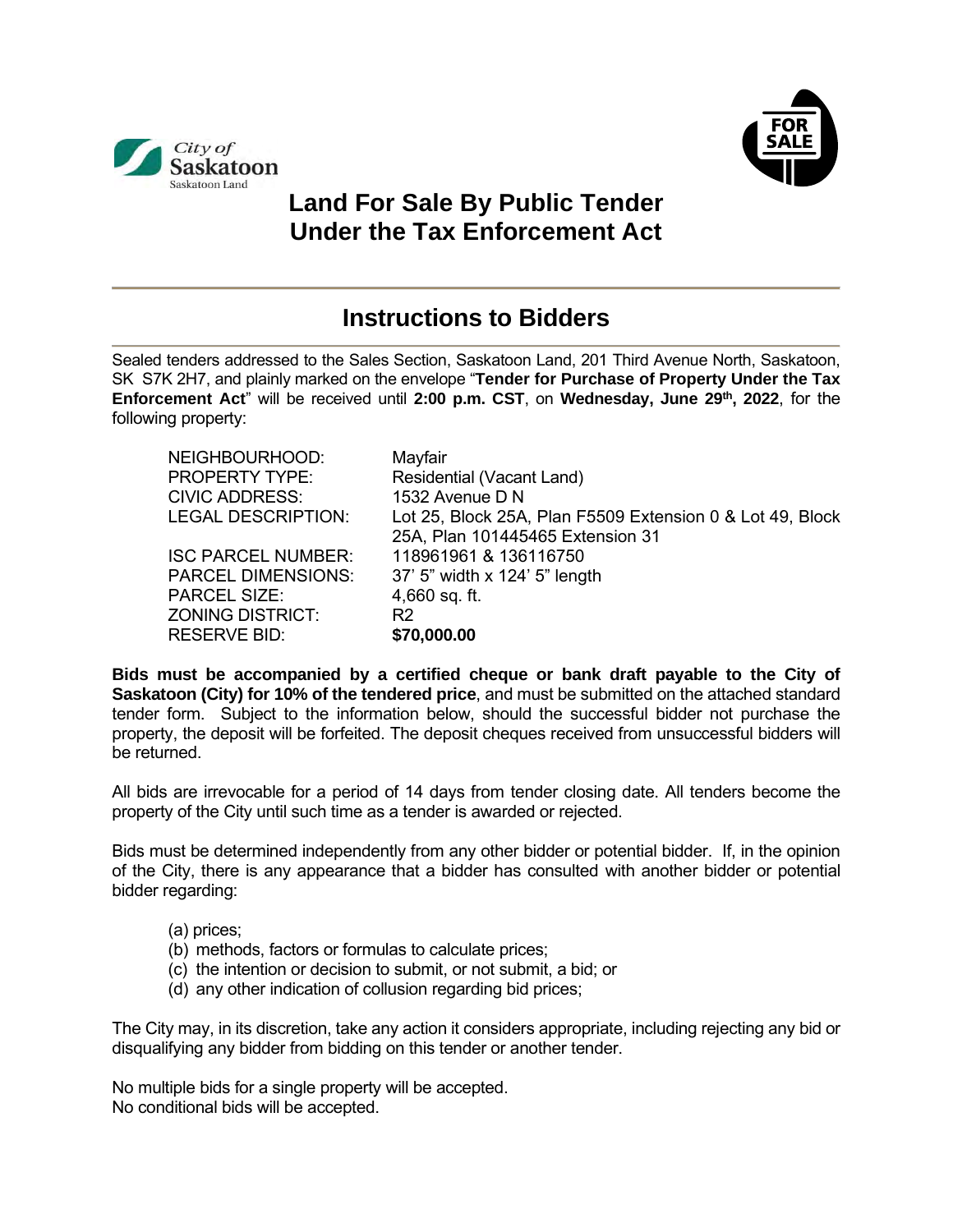City of Saskatoon
Saskatoon Land

FOR SALE

# Land For Sale By Public Tender Under the Tax Enforcement Act

## Instructions to Bidders

Sealed tenders addressed to the Sales Section, Saskatoon Land, 201 Third Avenue North, Saskatoon, SK S7K 2H7, and plainly marked on the envelope "**Tender for Purchase of Property Under the Tax Enforcement Act**" will be received until **2:00 p.m. CST**, on **Wednesday, June 29th, 2022**, for the following property:

| | |
|---|---|
| NEIGHBOURHOOD: | Mayfair |
| PROPERTY TYPE: | Residential (Vacant Land) |
| CIVIC ADDRESS: | 1532 Avenue D N |
| LEGAL DESCRIPTION: | Lot 25, Block 25A, Plan F5509 Extension 0 & Lot 49, Block 25A, Plan 101445465 Extension 31 |
| ISC PARCEL NUMBER: | 118961961 & 136116750 |
| PARCEL DIMENSIONS: | 37' 5" width x 124' 5" length |
| PARCEL SIZE: | 4,660 sq. ft. |
| ZONING DISTRICT: | R2 |
| RESERVE BID: | **$70,000.00** |

**Bids must be accompanied by a certified cheque or bank draft payable to the City of Saskatoon (City) for 10% of the tendered price**, and must be submitted on the attached standard tender form. Subject to the information below, should the successful bidder not purchase the property, the deposit will be forfeited. The deposit cheques received from unsuccessful bidders will be returned.

All bids are irrevocable for a period of 14 days from tender closing date. All tenders become the property of the City until such time as a tender is awarded or rejected.

Bids must be determined independently from any other bidder or potential bidder. If, in the opinion of the City, there is any appearance that a bidder has consulted with another bidder or potential bidder regarding:

(a) prices;
(b) methods, factors or formulas to calculate prices;
(c) the intention or decision to submit, or not submit, a bid; or
(d) any other indication of collusion regarding bid prices;

The City may, in its discretion, take any action it considers appropriate, including rejecting any bid or disqualifying any bidder from bidding on this tender or another tender.

No multiple bids for a single property will be accepted.
No conditional bids will be accepted.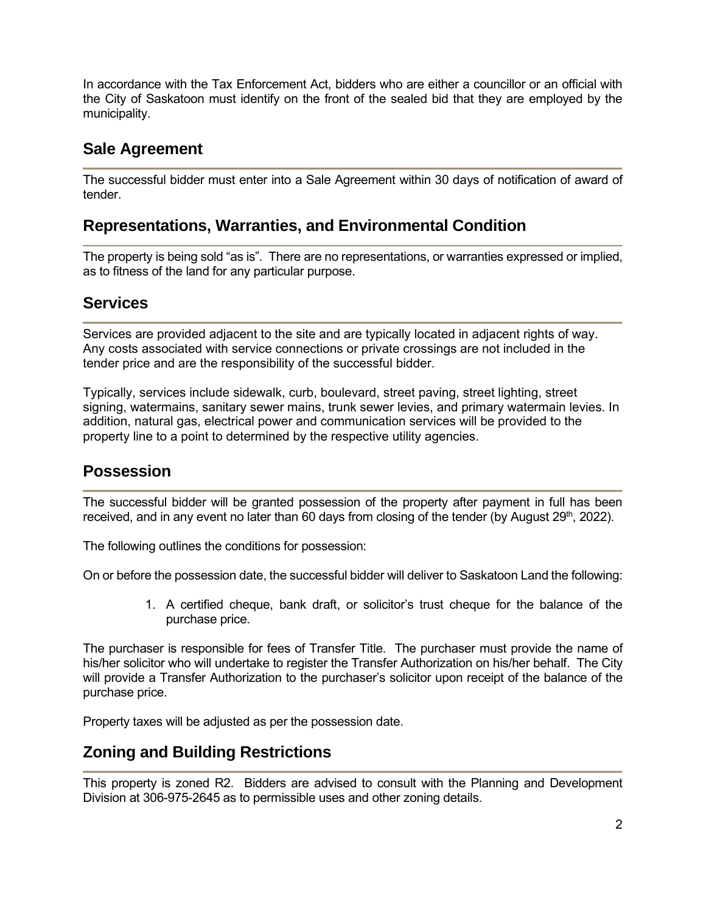In accordance with the Tax Enforcement Act, bidders who are either a councillor or an official with the City of Saskatoon must identify on the front of the sealed bid that they are employed by the municipality.

## Sale Agreement

The successful bidder must enter into a Sale Agreement within 30 days of notification of award of tender.

## Representations, Warranties, and Environmental Condition

The property is being sold "as is". There are no representations, or warranties expressed or implied, as to fitness of the land for any particular purpose.

## Services

Services are provided adjacent to the site and are typically located in adjacent rights of way. Any costs associated with service connections or private crossings are not included in the tender price and are the responsibility of the successful bidder.

Typically, services include sidewalk, curb, boulevard, street paving, street lighting, street signing, watermains, sanitary sewer mains, trunk sewer levies, and primary watermain levies. In addition, natural gas, electrical power and communication services will be provided to the property line to a point to determined by the respective utility agencies.

## Possession

The successful bidder will be granted possession of the property after payment in full has been received, and in any event no later than 60 days from closing of the tender (by August 29th, 2022).

The following outlines the conditions for possession:

On or before the possession date, the successful bidder will deliver to Saskatoon Land the following:

1. A certified cheque, bank draft, or solicitor's trust cheque for the balance of the purchase price.

The purchaser is responsible for fees of Transfer Title. The purchaser must provide the name of his/her solicitor who will undertake to register the Transfer Authorization on his/her behalf. The City will provide a Transfer Authorization to the purchaser's solicitor upon receipt of the balance of the purchase price.

Property taxes will be adjusted as per the possession date.

## Zoning and Building Restrictions

This property is zoned R2. Bidders are advised to consult with the Planning and Development Division at 306-975-2645 as to permissible uses and other zoning details.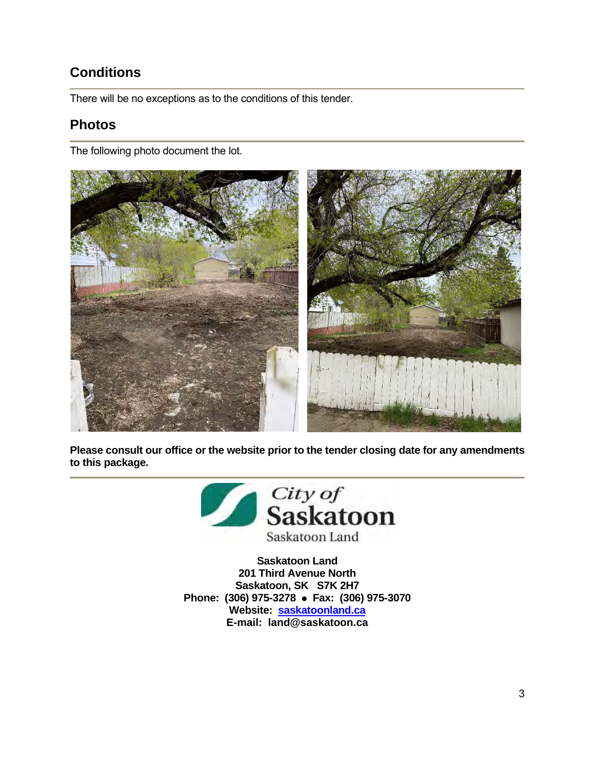## Conditions

There will be no exceptions as to the conditions of this tender.

## Photos

The following photo document the lot.

**Please consult our office or the website prior to the tender closing date for any amendments to this package.**

City of Saskatoon
Saskatoon Land

**Saskatoon Land**
**201 Third Avenue North**
**Saskatoon, SK S7K 2H7**
**Phone: (306) 975-3278 • Fax: (306) 975-3070**
**Website: saskatoonland.ca**
**E-mail: land@saskatoon.ca**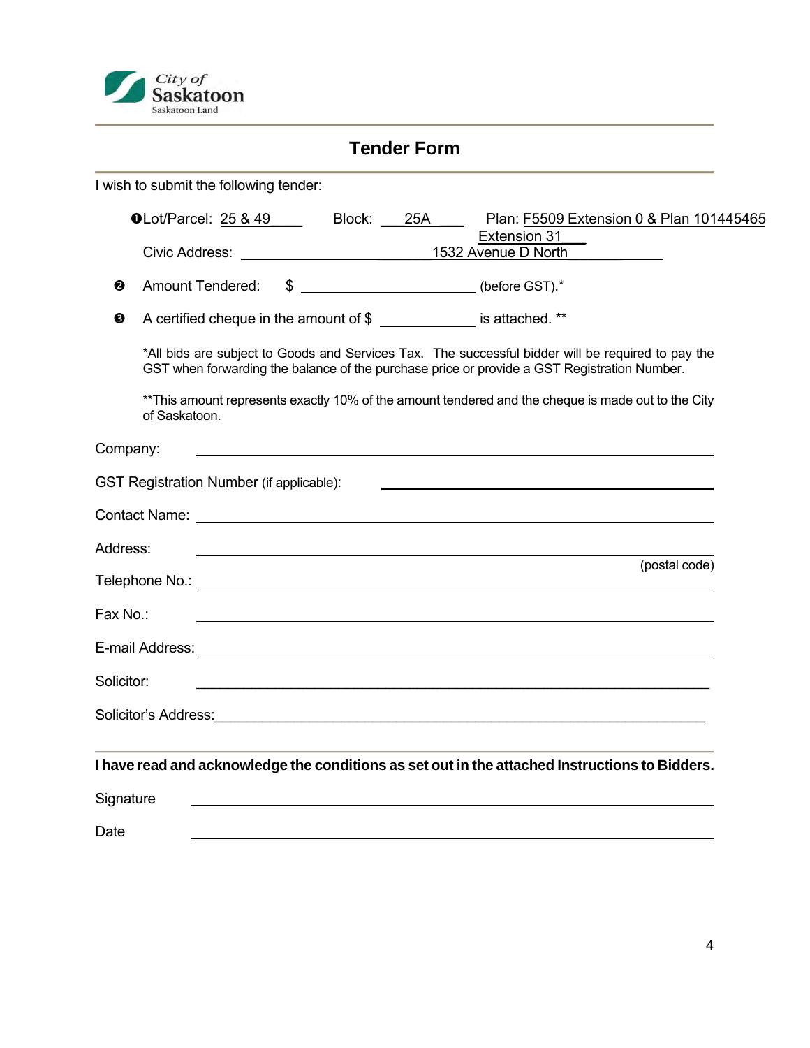City of Saskatoon
Saskatoon Land

# Tender Form

I wish to submit the following tender:

❶ Lot/Parcel: 25 & 49 Block: 25A Plan: F5509 Extension 0 & Plan 101445465 Extension 31

Civic Address: 1532 Avenue D North

❷ Amount Tendered: $ ____________________ (before GST).*

❸ A certified cheque in the amount of $ ____________ is attached. **

*All bids are subject to Goods and Services Tax. The successful bidder will be required to pay the GST when forwarding the balance of the purchase price or provide a GST Registration Number.

**This amount represents exactly 10% of the amount tendered and the cheque is made out to the City of Saskatoon.

Company: ________________________________________

GST Registration Number (if applicable): ________________________________________

Contact Name: ________________________________________

Address: ________________________________________ (postal code)

Telephone No.: ________________________________________

Fax No.: ________________________________________

E-mail Address: ________________________________________

Solicitor: ________________________________________

Solicitor's Address: ________________________________________

**I have read and acknowledge the conditions as set out in the attached Instructions to Bidders.**

Signature ________________________________________

Date ________________________________________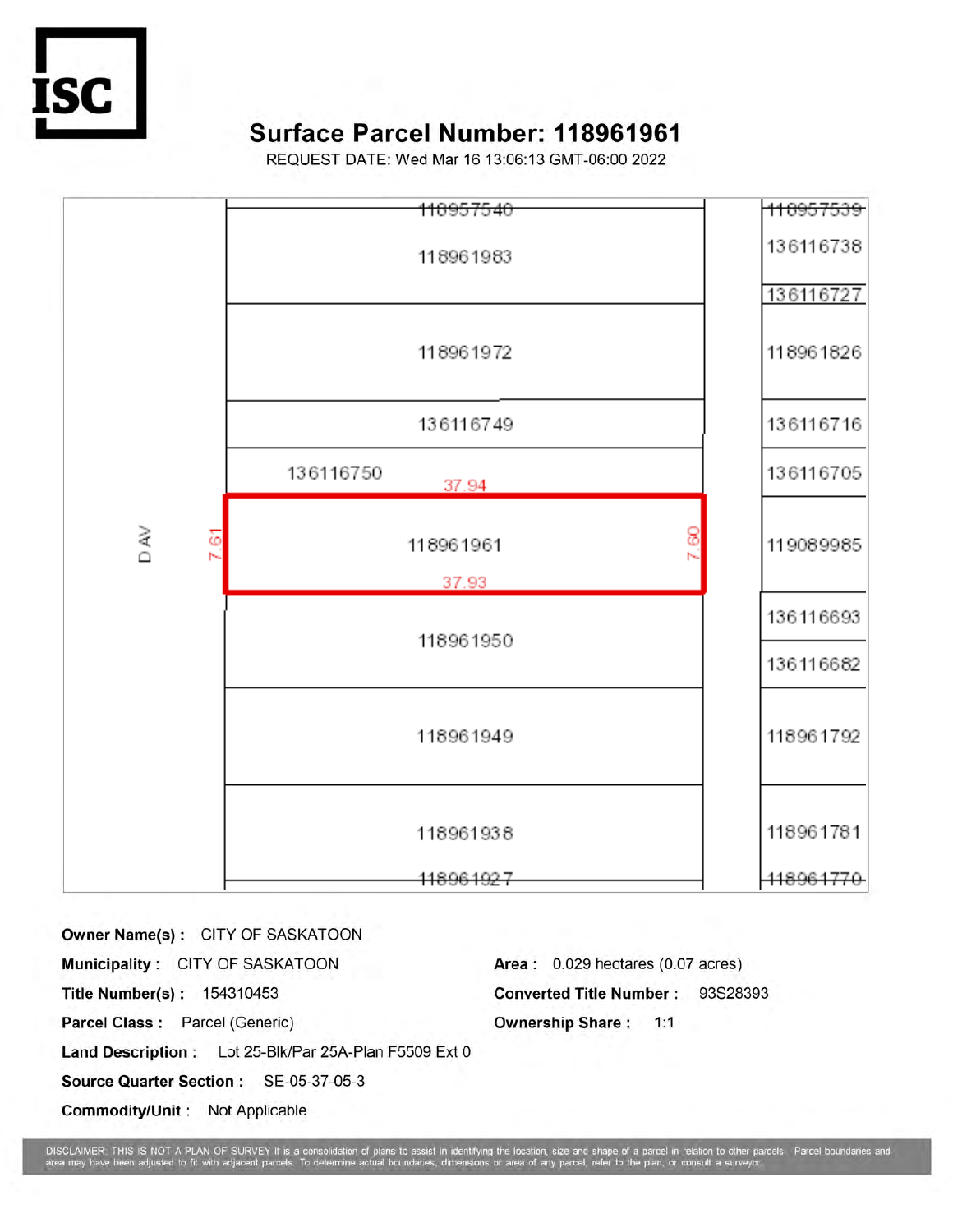# Surface Parcel Number: 118961961

REQUEST DATE: Wed Mar 16 13:06:13 GMT-06:00 2022

D AV

| | |
|---|---|
| ~~118957540~~ | ~~118957539~~ |
| 118961983 | 136116738 |
| | 136116727 |
| 118961972 | 118961826 |
| 136116749 | 136116716 |
| 136116750 | 136116705 |
| **118961961** (37.94 / 7.61 / 7.60 / 37.93) | 119089985 |
| 118961950 | 136116693 |
| | 136116682 |
| 118961949 | 118961792 |
| 118961938 | 118961781 |
| ~~118961927~~ | ~~118961770~~ |

**Owner Name(s) :** CITY OF SASKATOON

**Municipality :** CITY OF SASKATOON

**Area :** 0.029 hectares (0.07 acres)

**Title Number(s) :** 154310453

**Converted Title Number :** 93S28393

**Parcel Class :** Parcel (Generic)

**Ownership Share :** 1:1

**Land Description :** Lot 25-Blk/Par 25A-Plan F5509 Ext 0

**Source Quarter Section :** SE-05-37-05-3

**Commodity/Unit :** Not Applicable

DISCLAIMER: THIS IS NOT A PLAN OF SURVEY It is a consolidation of plans to assist in identifying the location, size and shape of a parcel in relation to other parcels. Parcel boundaries and area may have been adjusted to fit with adjacent parcels. To determine actual boundaries, dimensions or area of any parcel, refer to the plan, or consult a surveyor.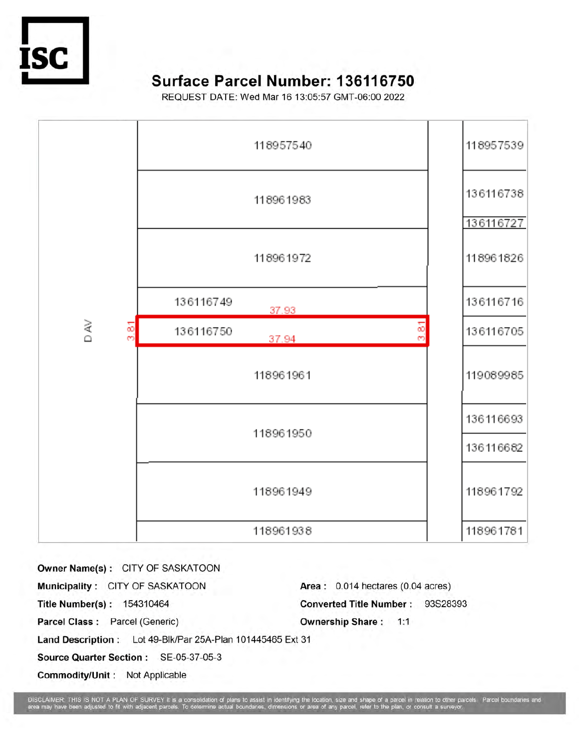# Surface Parcel Number: 136116750

REQUEST DATE: Wed Mar 16 13:05:57 GMT-06:00 2022

D AV

| | |
|---|---|
| 118957540 | 118957539 |
| 118961983 | 136116738 |
| | 136116727 |
| 118961972 | 118961826 |
| 136116749 | 136116716 |
| 136116750 | 136116705 |
| 118961961 | 119089985 |
| 118961950 | 136116693 |
| | 136116682 |
| 118961949 | 118961792 |
| 118961938 | 118961781 |

Parcel 136116750 dimensions: 37.93, 37.94, 3.81, 3.81

**Owner Name(s) :** CITY OF SASKATOON

**Municipality :** CITY OF SASKATOON

**Area :** 0.014 hectares (0.04 acres)

**Title Number(s) :** 154310464

**Converted Title Number :** 93S28393

**Parcel Class :** Parcel (Generic)

**Ownership Share :** 1:1

**Land Description :** Lot 49-Blk/Par 25A-Plan 101445465 Ext 31

**Source Quarter Section :** SE-05-37-05-3

**Commodity/Unit :** Not Applicable

DISCLAIMER: THIS IS NOT A PLAN OF SURVEY It is a consolidation of plans to assist in identifying the location, size and shape of a parcel in relation to other parcels. Parcel boundaries and area may have been adjusted to fit with adjacent parcels. To determine actual boundaries, dimensions or area of any parcel, refer to the plan, or consult a surveyor.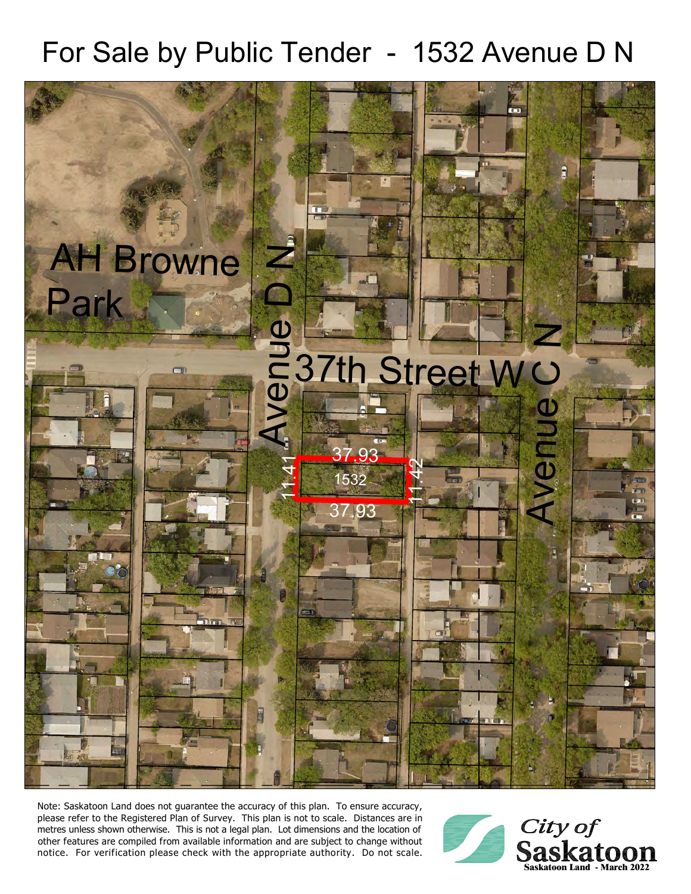# For Sale by Public Tender - 1532 Avenue D N

AH Browne Park

Avenue D N

37th Street W

Avenue C N

37.93

1532

11.41

11.42

37.93

Note: Saskatoon Land does not guarantee the accuracy of this plan. To ensure accuracy, please refer to the Registered Plan of Survey. This plan is not to scale. Distances are in metres unless shown otherwise. This is not a legal plan. Lot dimensions and the location of other features are compiled from available information and are subject to change without notice. For verification please check with the appropriate authority. Do not scale.

City of Saskatoon

Saskatoon Land - March 2022